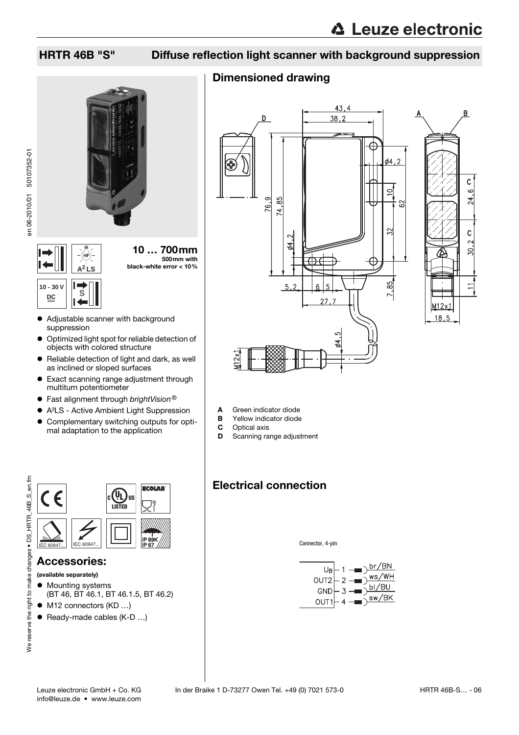# HRTR 46B "S" Diffuse reflection light scanner with background suppression

**10 … 700mm**
500mm with black-white error < 10%

10 - 30 V DC

A²LS

- Adjustable scanner with background suppression
- Optimized light spot for reliable detection of objects with colored structure
- Reliable detection of light and dark, as well as inclined or sloped surfaces
- Exact scanning range adjustment through multiturn potentiometer
- Fast alignment through *brightVision®*
- A²LS - Active Ambient Light Suppression
- Complementary switching outputs for optimal adaptation to the application

IEC 60947... IEC 60947... IP 69K IP 67

## Accessories:

**(available separately)**

- Mounting systems (BT 46, BT 46.1, BT 46.1.5, BT 46.2)
- M12 connectors (KD …)
- Ready-made cables (K-D …)

## Dimensioned drawing

- **A** Green indicator diode
- **B** Yellow indicator diode
- **C** Optical axis
- **D** Scanning range adjustment

## Electrical connection

Connector, 4-pin

| Pin | Signal | Color |
|---|---|---|
| 1 | $U_B$ | br/BN |
| 2 | OUT2 | ws/WH |
| 3 | GND | bl/BU |
| 4 | OUT1 | sw/BK |

Leuze electronic GmbH + Co. KG In der Braike 1 D-73277 Owen Tel. +49 (0) 7021 573-0
info@leuze.de • www.leuze.com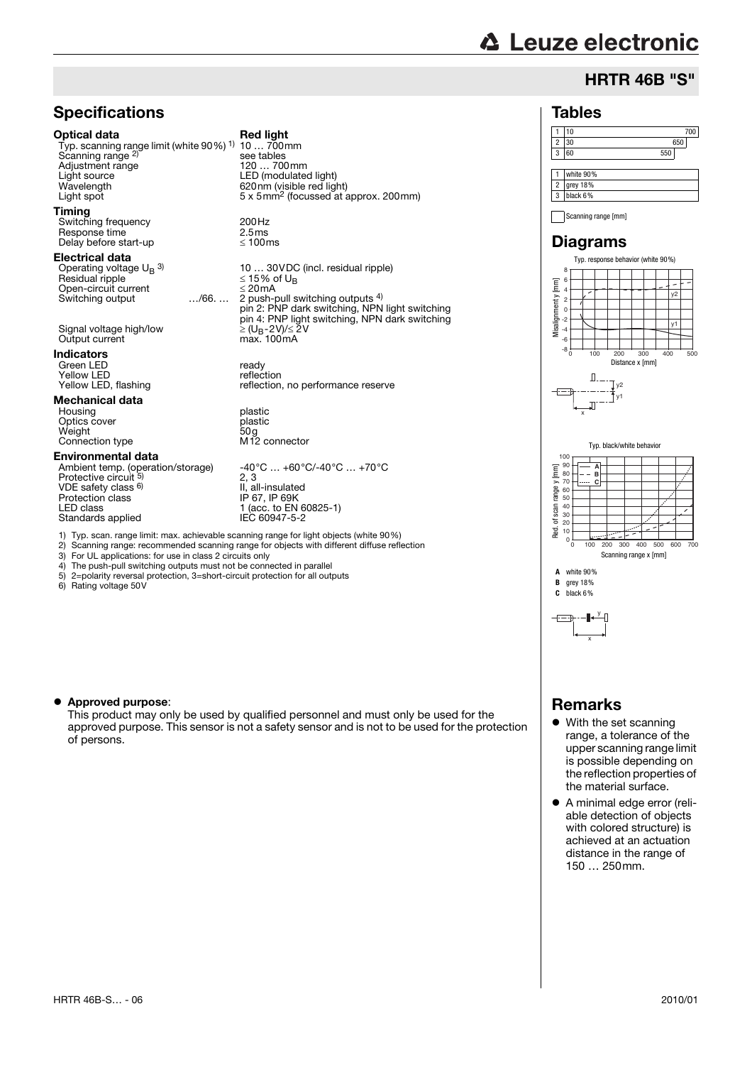## HRTR 46B "S"

## Specifications

| **Optical data** | **Red light** |
|---|---|
| Typ. scanning range limit (white 90%) [1] | 10 … 700mm |
| Scanning range [2] | see tables |
| Adjustment range | 120 … 700mm |
| Light source | LED (modulated light) |
| Wavelength | 620nm (visible red light) |
| Light spot | 5 x 5mm² (focussed at approx. 200mm) |
| **Timing** | |
| Switching frequency | 200Hz |
| Response time | 2.5ms |
| Delay before start-up | ≤ 100ms |
| **Electrical data** | |
| Operating voltage $U_B$ [3] | 10 … 30VDC (incl. residual ripple) |
| Residual ripple | ≤ 15% of $U_B$ |
| Open-circuit current | ≤ 20mA |
| Switching output …/66. … | 2 push-pull switching outputs [4]<br>pin 2: PNP dark switching, NPN light switching<br>pin 4: PNP light switching, NPN dark switching |
| Signal voltage high/low | ≥ ($U_B$-2V)/≤ 2V |
| Output current | max. 100mA |
| **Indicators** | |
| Green LED | ready |
| Yellow LED | reflection |
| Yellow LED, flashing | reflection, no performance reserve |
| **Mechanical data** | |
| Housing | plastic |
| Optics cover | plastic |
| Weight | 50g |
| Connection type | M12 connector |
| **Environmental data** | |
| Ambient temp. (operation/storage) | -40°C … +60°C/-40°C … +70°C |
| Protective circuit [5] | 2, 3 |
| VDE safety class [6] | II, all-insulated |
| Protection class | IP 67, IP 69K |
| LED class | 1 (acc. to EN 60825-1) |
| Standards applied | IEC 60947-5-2 |

1) Typ. scan. range limit: max. achievable scanning range for light objects (white 90%)
2) Scanning range: recommended scanning range for objects with different diffuse reflection
3) For UL applications: for use in class 2 circuits only
4) The push-pull switching outputs must not be connected in parallel
5) 2=polarity reversal protection, 3=short-circuit protection for all outputs
6) Rating voltage 50V

- **Approved purpose**:
  This product may only be used by qualified personnel and must only be used for the approved purpose. This sensor is not a safety sensor and is not to be used for the protection of persons.

## Tables

| | Scanning range [mm] |
|---|---|
| 1 | 10 … 700 |
| 2 | 30 … 650 |
| 3 | 60 … 550 |

| | |
|---|---|
| 1 | white 90% |
| 2 | grey 18% |
| 3 | black 6% |

Scanning range [mm]

## Diagrams

Typ. response behavior (white 90%)

Typ. black/white behavior

**A** white 90%
**B** grey 18%
**C** black 6%

## Remarks

- With the set scanning range, a tolerance of the upper scanning range limit is possible depending on the reflection properties of the material surface.
- A minimal edge error (reliable detection of objects with colored structure) is achieved at an actuation distance in the range of 150 … 250mm.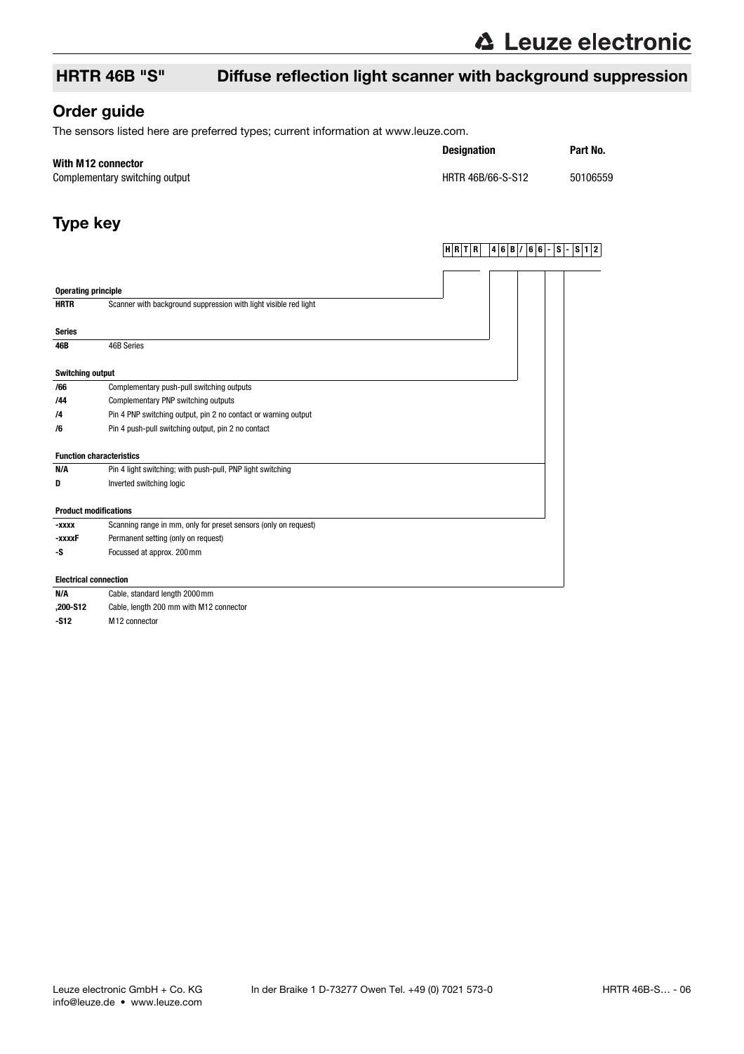## HRTR 46B "S" Diffuse reflection light scanner with background suppression

## Order guide

The sensors listed here are preferred types; current information at www.leuze.com.

| | Designation | Part No. |
|---|---|---|
| **With M12 connector** | | |
| Complementary switching output | HRTR 46B/66-S-S12 | 50106559 |

## Type key

H R T R 4 6 B / 6 6 - S - S 1 2

**Operating principle**

| | |
|---|---|
| **HRTR** | Scanner with background suppression with light visible red light |

**Series**

| | |
|---|---|
| **46B** | 46B Series |

**Switching output**

| | |
|---|---|
| **/66** | Complementary push-pull switching outputs |
| **/44** | Complementary PNP switching outputs |
| **/4** | Pin 4 PNP switching output, pin 2 no contact or warning output |
| **/6** | Pin 4 push-pull switching output, pin 2 no contact |

**Function characteristics**

| | |
|---|---|
| **N/A** | Pin 4 light switching; with push-pull, PNP light switching |
| **D** | Inverted switching logic |

**Product modifications**

| | |
|---|---|
| **-xxxx** | Scanning range in mm, only for preset sensors (only on request) |
| **-xxxxF** | Permanent setting (only on request) |
| **-S** | Focussed at approx. 200mm |

**Electrical connection**

| | |
|---|---|
| **N/A** | Cable, standard length 2000mm |
| **,200-S12** | Cable, length 200 mm with M12 connector |
| **-S12** | M12 connector |